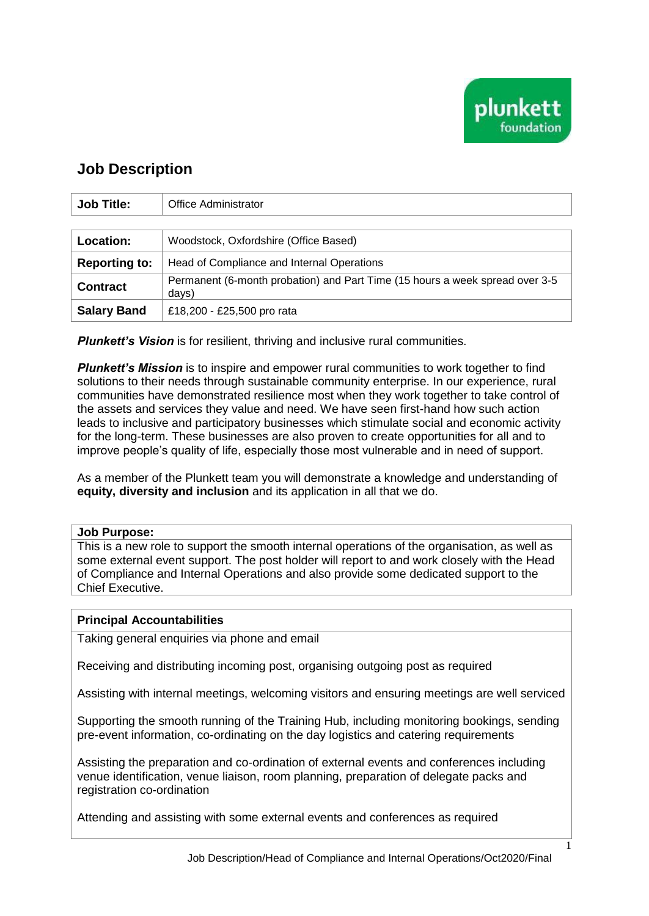# Job Description

| **Job Title:** | Office Administrator |
| --- | --- |
| **Location:** | Woodstock, Oxfordshire (Office Based) |
| **Reporting to:** | Head of Compliance and Internal Operations |
| **Contract** | Permanent (6-month probation) and Part Time (15 hours a week spread over 3-5 days) |
| **Salary Band** | £18,200 - £25,500 pro rata |

***Plunkett's Vision*** is for resilient, thriving and inclusive rural communities.

***Plunkett's Mission*** is to inspire and empower rural communities to work together to find solutions to their needs through sustainable community enterprise. In our experience, rural communities have demonstrated resilience most when they work together to take control of the assets and services they value and need. We have seen first-hand how such action leads to inclusive and participatory businesses which stimulate social and economic activity for the long-term. These businesses are also proven to create opportunities for all and to improve people's quality of life, especially those most vulnerable and in need of support.

As a member of the Plunkett team you will demonstrate a knowledge and understanding of **equity, diversity and inclusion** and its application in all that we do.

**Job Purpose:**

This is a new role to support the smooth internal operations of the organisation, as well as some external event support. The post holder will report to and work closely with the Head of Compliance and Internal Operations and also provide some dedicated support to the Chief Executive.

**Principal Accountabilities**

Taking general enquiries via phone and email

Receiving and distributing incoming post, organising outgoing post as required

Assisting with internal meetings, welcoming visitors and ensuring meetings are well serviced

Supporting the smooth running of the Training Hub, including monitoring bookings, sending pre-event information, co-ordinating on the day logistics and catering requirements

Assisting the preparation and co-ordination of external events and conferences including venue identification, venue liaison, room planning, preparation of delegate packs and registration co-ordination

Attending and assisting with some external events and conferences as required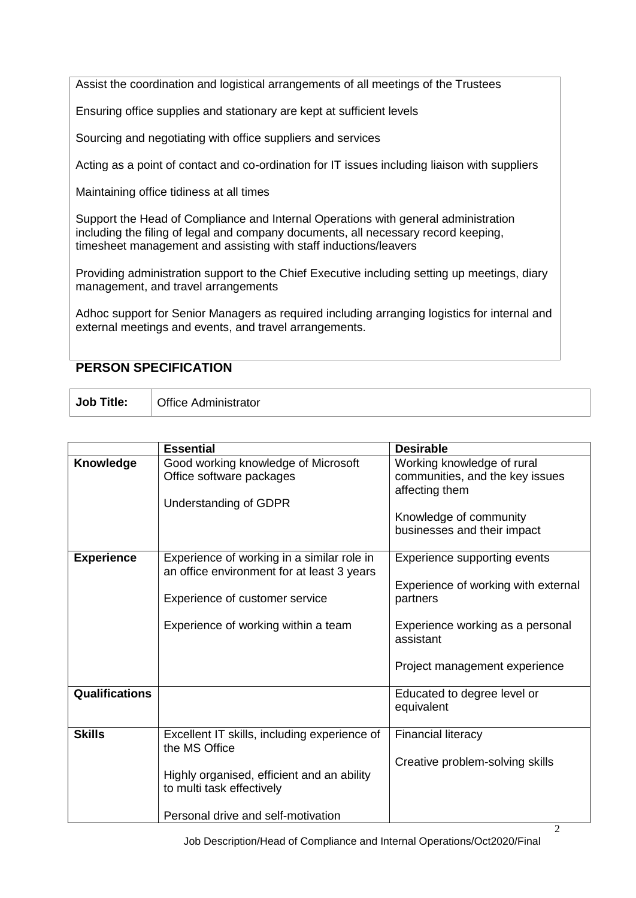Assist the coordination and logistical arrangements of all meetings of the Trustees

Ensuring office supplies and stationary are kept at sufficient levels

Sourcing and negotiating with office suppliers and services

Acting as a point of contact and co-ordination for IT issues including liaison with suppliers

Maintaining office tidiness at all times

Support the Head of Compliance and Internal Operations with general administration including the filing of legal and company documents, all necessary record keeping, timesheet management and assisting with staff inductions/leavers

Providing administration support to the Chief Executive including setting up meetings, diary management, and travel arrangements

Adhoc support for Senior Managers as required including arranging logistics for internal and external meetings and events, and travel arrangements.

## PERSON SPECIFICATION

| **Job Title:** | Office Administrator |
|---|---|

| | **Essential** | **Desirable** |
|---|---|---|
| **Knowledge** | Good working knowledge of Microsoft Office software packages<br><br>Understanding of GDPR | Working knowledge of rural communities, and the key issues affecting them<br><br>Knowledge of community businesses and their impact |
| **Experience** | Experience of working in a similar role in an office environment for at least 3 years<br><br>Experience of customer service<br><br>Experience of working within a team | Experience supporting events<br><br>Experience of working with external partners<br><br>Experience working as a personal assistant<br><br>Project management experience |
| **Qualifications** | | Educated to degree level or equivalent |
| **Skills** | Excellent IT skills, including experience of the MS Office<br><br>Highly organised, efficient and an ability to multi task effectively<br><br>Personal drive and self-motivation | Financial literacy<br><br>Creative problem-solving skills |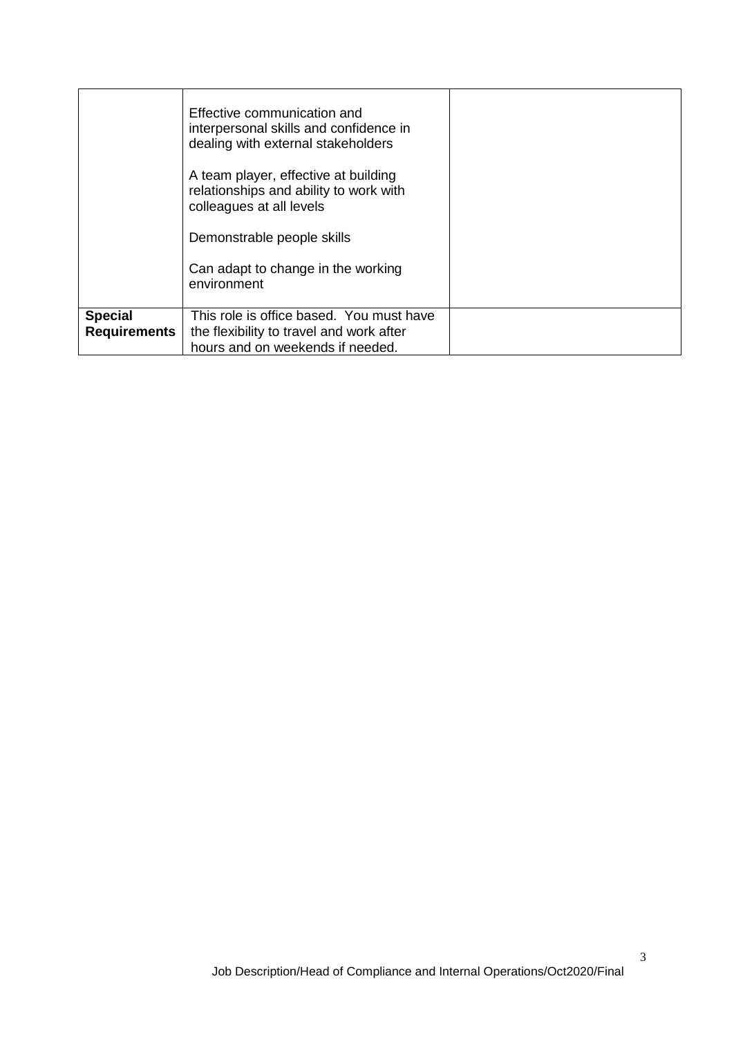| | | |
|---|---|---|
| | Effective communication and interpersonal skills and confidence in dealing with external stakeholders<br><br>A team player, effective at building relationships and ability to work with colleagues at all levels<br><br>Demonstrable people skills<br><br>Can adapt to change in the working environment | |
| **Special Requirements** | This role is office based. You must have the flexibility to travel and work after hours and on weekends if needed. | |